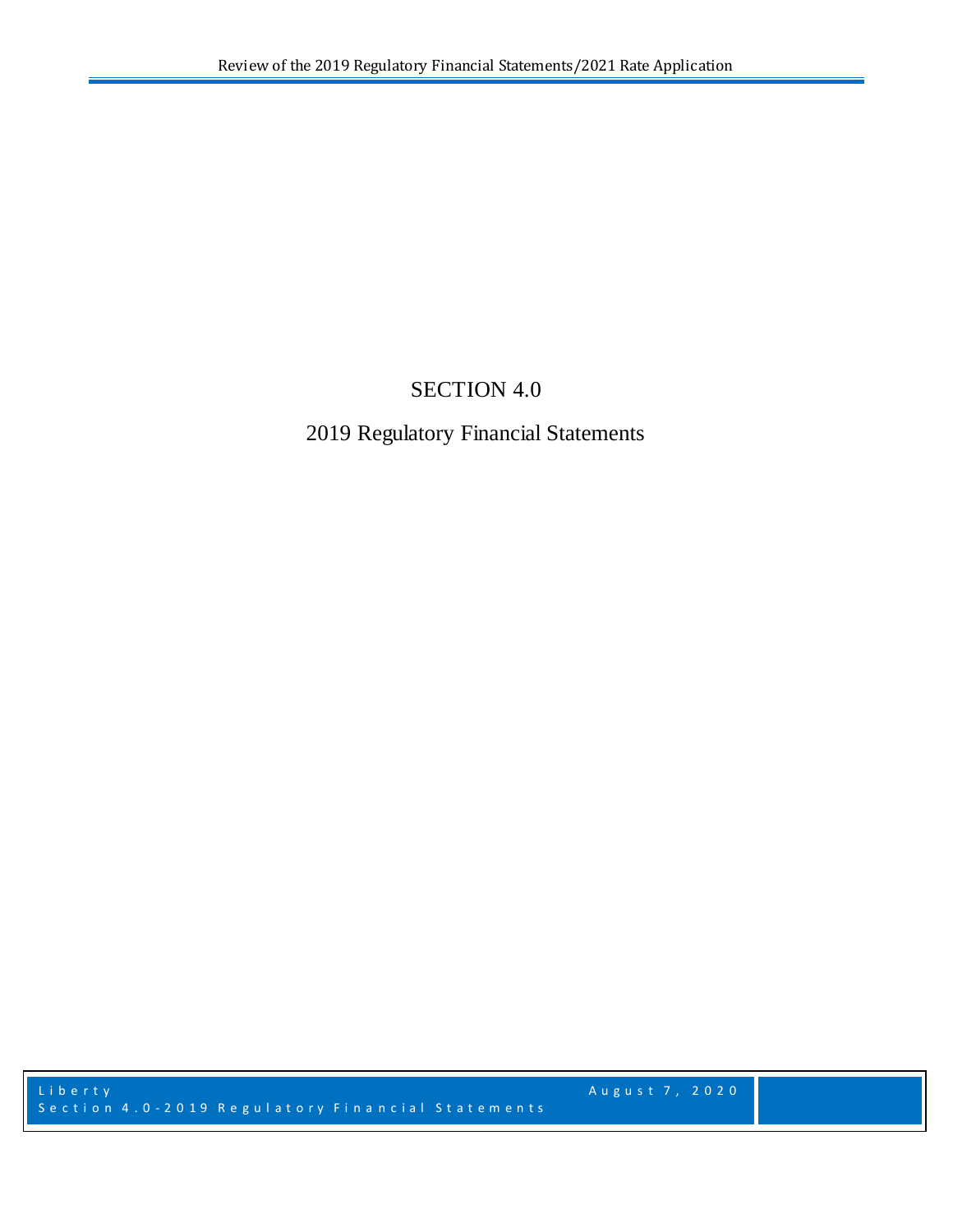# SECTION 4.0

## 2019 Regulatory Financial Statements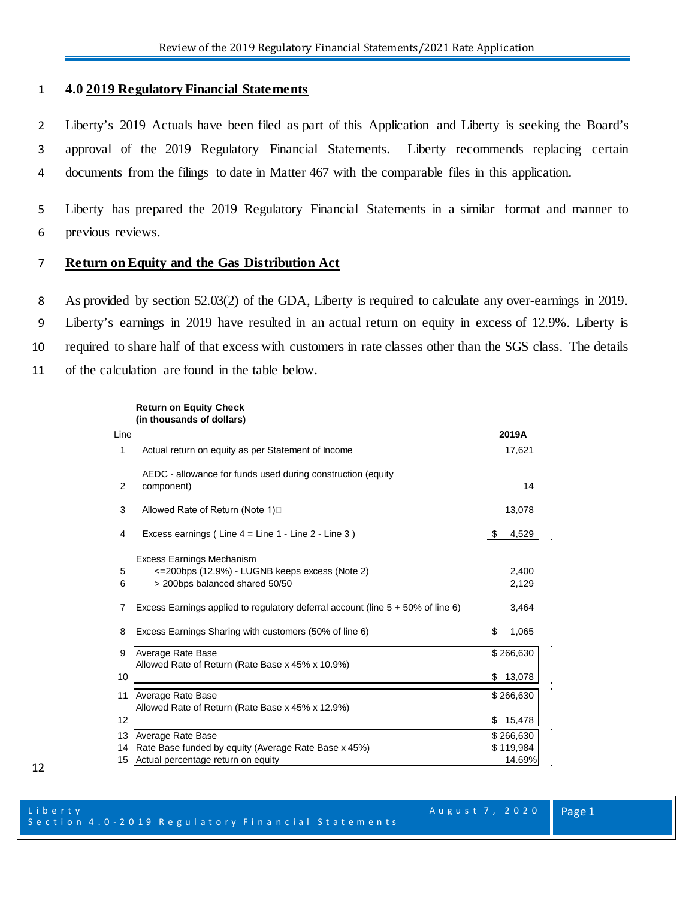# 4.0 2019 Regulatory Financial Statements

Liberty's 2019 Actuals have been filed as part of this Application and Liberty is seeking the Board's approval of the 2019 Regulatory Financial Statements. Liberty recommends replacing certain documents from the filings to date in Matter 467 with the comparable files in this application.

Liberty has prepared the 2019 Regulatory Financial Statements in a similar format and manner to previous reviews.

## Return on Equity and the Gas Distribution Act

As provided by section 52.03(2) of the GDA, Liberty is required to calculate any over-earnings in 2019. Liberty's earnings in 2019 have resulted in an actual return on equity in excess of 12.9%. Liberty is required to share half of that excess with customers in rate classes other than the SGS class. The details of the calculation are found in the table below.

**Return on Equity Check**
**(in thousands of dollars)**

| Line | | 2019A |
|---|---|---|
| 1 | Actual return on equity as per Statement of Income | 17,621 |
| 2 | AEDC - allowance for funds used during construction (equity component) | 14 |
| 3 | Allowed Rate of Return (Note 1) | 13,078 |
| 4 | Excess earnings ( Line 4 = Line 1 - Line 2 - Line 3 ) | $ 4,529 |
| | Excess Earnings Mechanism | |
| 5 | <=200bps (12.9%) - LUGNB keeps excess (Note 2) | 2,400 |
| 6 | > 200bps balanced shared 50/50 | 2,129 |
| 7 | Excess Earnings applied to regulatory deferral account (line 5 + 50% of line 6) | 3,464 |
| 8 | Excess Earnings Sharing with customers (50% of line 6) | $ 1,065 |
| 9 | Average Rate Base | $ 266,630 |
| 10 | Allowed Rate of Return (Rate Base x 45% x 10.9%) | $ 13,078 |
| 11 | Average Rate Base | $ 266,630 |
| 12 | Allowed Rate of Return (Rate Base x 45% x 12.9%) | $ 15,478 |
| 13 | Average Rate Base | $ 266,630 |
| 14 | Rate Base funded by equity (Average Rate Base x 45%) | $ 119,984 |
| 15 | Actual percentage return on equity | 14.69% |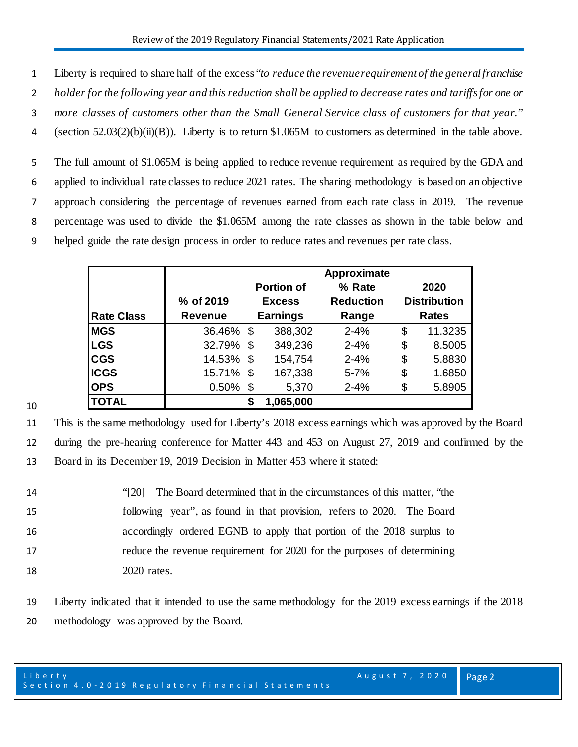Liberty is required to share half of the excess *"to reduce the revenue requirement of the general franchise holder for the following year and this reduction shall be applied to decrease rates and tariffs for one or more classes of customers other than the Small General Service class of customers for that year."* (section 52.03(2)(b)(ii)(B)). Liberty is to return $1.065M to customers as determined in the table above.

The full amount of $1.065M is being applied to reduce revenue requirement as required by the GDA and applied to individual rate classes to reduce 2021 rates. The sharing methodology is based on an objective approach considering the percentage of revenues earned from each rate class in 2019. The revenue percentage was used to divide the $1.065M among the rate classes as shown in the table below and helped guide the rate design process in order to reduce rates and revenues per rate class.

| Rate Class | % of 2019 Revenue | Portion of Excess Earnings | Approximate % Rate Reduction Range | 2020 Distribution Rates |
|---|---|---|---|---|
| **MGS** | 36.46% | $ 388,302 | 2-4% | $ 11.3235 |
| **LGS** | 32.79% | $ 349,236 | 2-4% | $ 8.5005 |
| **CGS** | 14.53% | $ 154,754 | 2-4% | $ 5.8830 |
| **ICGS** | 15.71% | $ 167,338 | 5-7% | $ 1.6850 |
| **OPS** | 0.50% | $ 5,370 | 2-4% | $ 5.8905 |
| **TOTAL** | | **$ 1,065,000** | | |

This is the same methodology used for Liberty's 2018 excess earnings which was approved by the Board during the pre-hearing conference for Matter 443 and 453 on August 27, 2019 and confirmed by the Board in its December 19, 2019 Decision in Matter 453 where it stated:

> "[20] The Board determined that in the circumstances of this matter, "the following year", as found in that provision, refers to 2020. The Board accordingly ordered EGNB to apply that portion of the 2018 surplus to reduce the revenue requirement for 2020 for the purposes of determining 2020 rates.

Liberty indicated that it intended to use the same methodology for the 2019 excess earnings if the 2018 methodology was approved by the Board.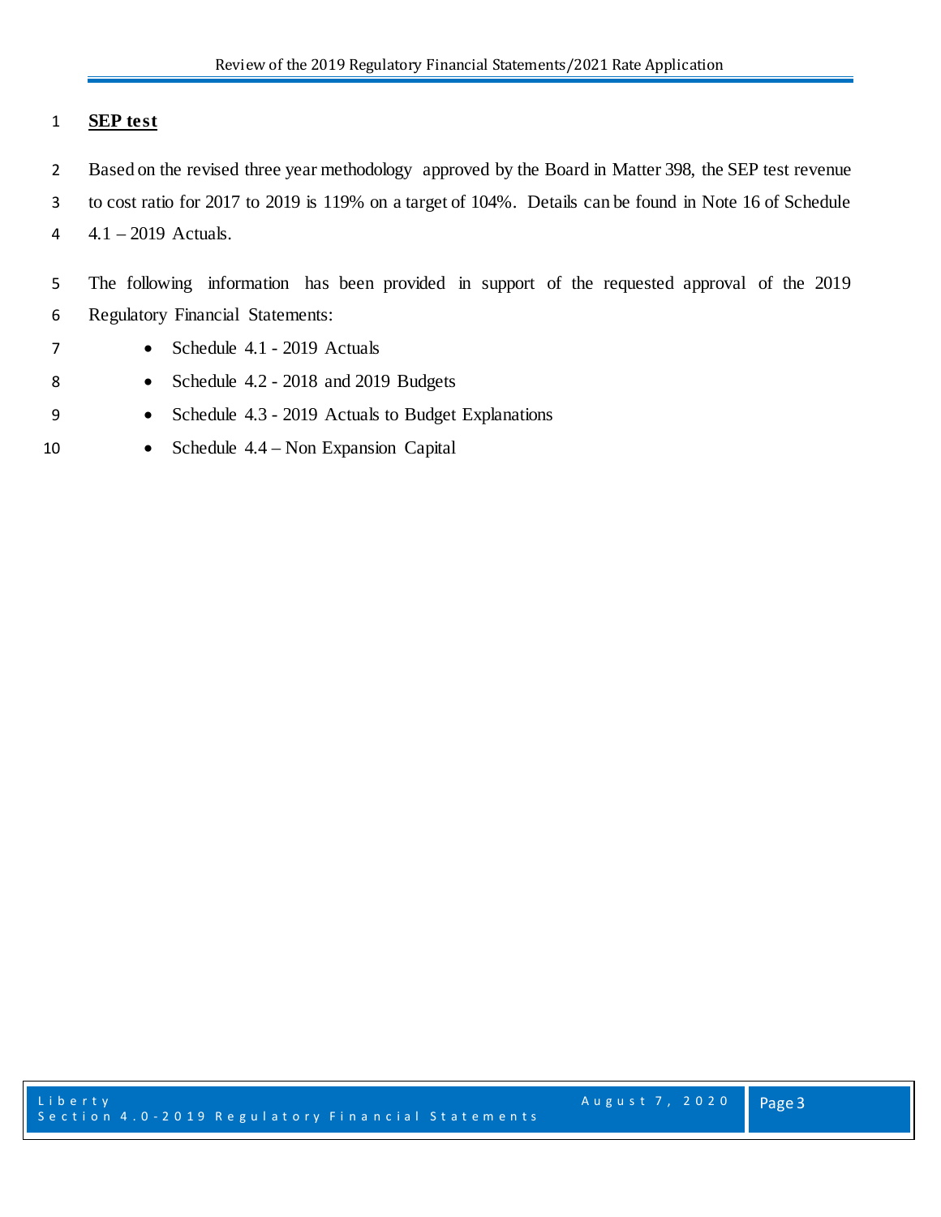**SEP test**

Based on the revised three year methodology approved by the Board in Matter 398, the SEP test revenue to cost ratio for 2017 to 2019 is 119% on a target of 104%. Details can be found in Note 16 of Schedule 4.1 – 2019 Actuals.

The following information has been provided in support of the requested approval of the 2019 Regulatory Financial Statements:

- Schedule 4.1 - 2019 Actuals
- Schedule 4.2 - 2018 and 2019 Budgets
- Schedule 4.3 - 2019 Actuals to Budget Explanations
- Schedule 4.4 – Non Expansion Capital